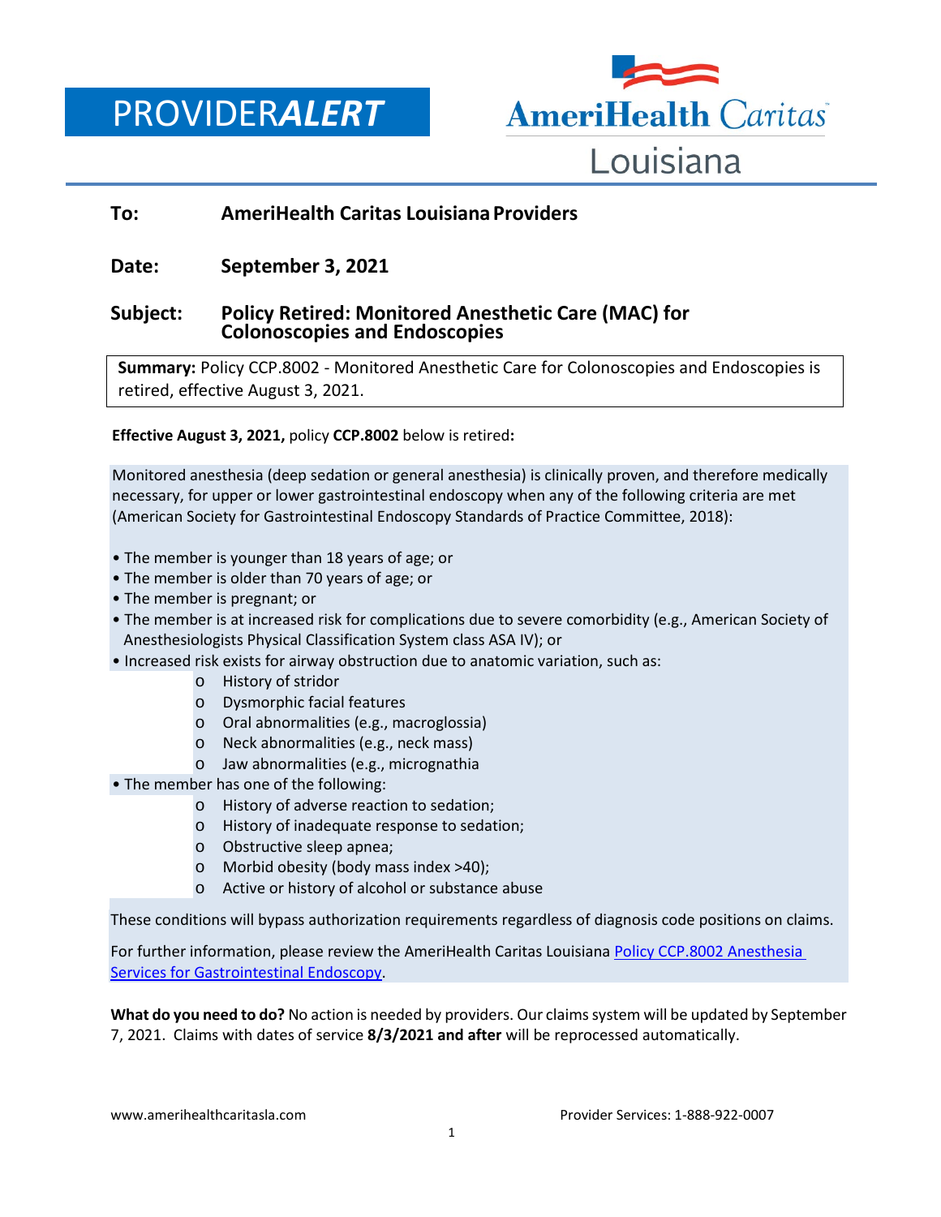# PROVIDER*ALERT*

AmeriHealth Caritas Louisiana

**To:** **AmeriHealth Caritas Louisiana Providers**

**Date:** **September 3, 2021**

**Subject:** **Policy Retired: Monitored Anesthetic Care (MAC) for Colonoscopies and Endoscopies**

**Summary:** Policy CCP.8002 - Monitored Anesthetic Care for Colonoscopies and Endoscopies is retired, effective August 3, 2021.

**Effective August 3, 2021,** policy **CCP.8002** below is retired**:**

Monitored anesthesia (deep sedation or general anesthesia) is clinically proven, and therefore medically necessary, for upper or lower gastrointestinal endoscopy when any of the following criteria are met (American Society for Gastrointestinal Endoscopy Standards of Practice Committee, 2018):

- The member is younger than 18 years of age; or
- The member is older than 70 years of age; or
- The member is pregnant; or
- The member is at increased risk for complications due to severe comorbidity (e.g., American Society of Anesthesiologists Physical Classification System class ASA IV); or
- Increased risk exists for airway obstruction due to anatomic variation, such as:
  - History of stridor
  - Dysmorphic facial features
  - Oral abnormalities (e.g., macroglossia)
  - Neck abnormalities (e.g., neck mass)
  - Jaw abnormalities (e.g., micrognathia
- The member has one of the following:
  - History of adverse reaction to sedation;
  - History of inadequate response to sedation;
  - Obstructive sleep apnea;
  - Morbid obesity (body mass index >40);
  - Active or history of alcohol or substance abuse

These conditions will bypass authorization requirements regardless of diagnosis code positions on claims.

For further information, please review the AmeriHealth Caritas Louisiana [Policy CCP.8002 Anesthesia Services for Gastrointestinal Endoscopy](Policy CCP.8002 Anesthesia Services for Gastrointestinal Endoscopy).

**What do you need to do?** No action is needed by providers. Our claims system will be updated by September 7, 2021. Claims with dates of service **8/3/2021 and after** will be reprocessed automatically.

www.amerihealthcaritasla.com Provider Services: 1-888-922-0007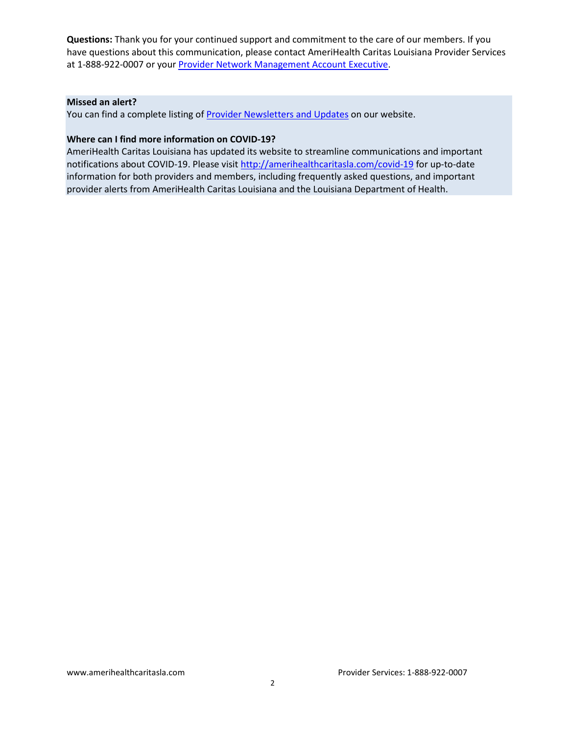**Questions:** Thank you for your continued support and commitment to the care of our members. If you have questions about this communication, please contact AmeriHealth Caritas Louisiana Provider Services at 1-888-922-0007 or your Provider Network Management Account Executive.

**Missed an alert?**

You can find a complete listing of Provider Newsletters and Updates on our website.

**Where can I find more information on COVID-19?**

AmeriHealth Caritas Louisiana has updated its website to streamline communications and important notifications about COVID-19. Please visit http://amerihealthcaritasla.com/covid-19 for up-to-date information for both providers and members, including frequently asked questions, and important provider alerts from AmeriHealth Caritas Louisiana and the Louisiana Department of Health.